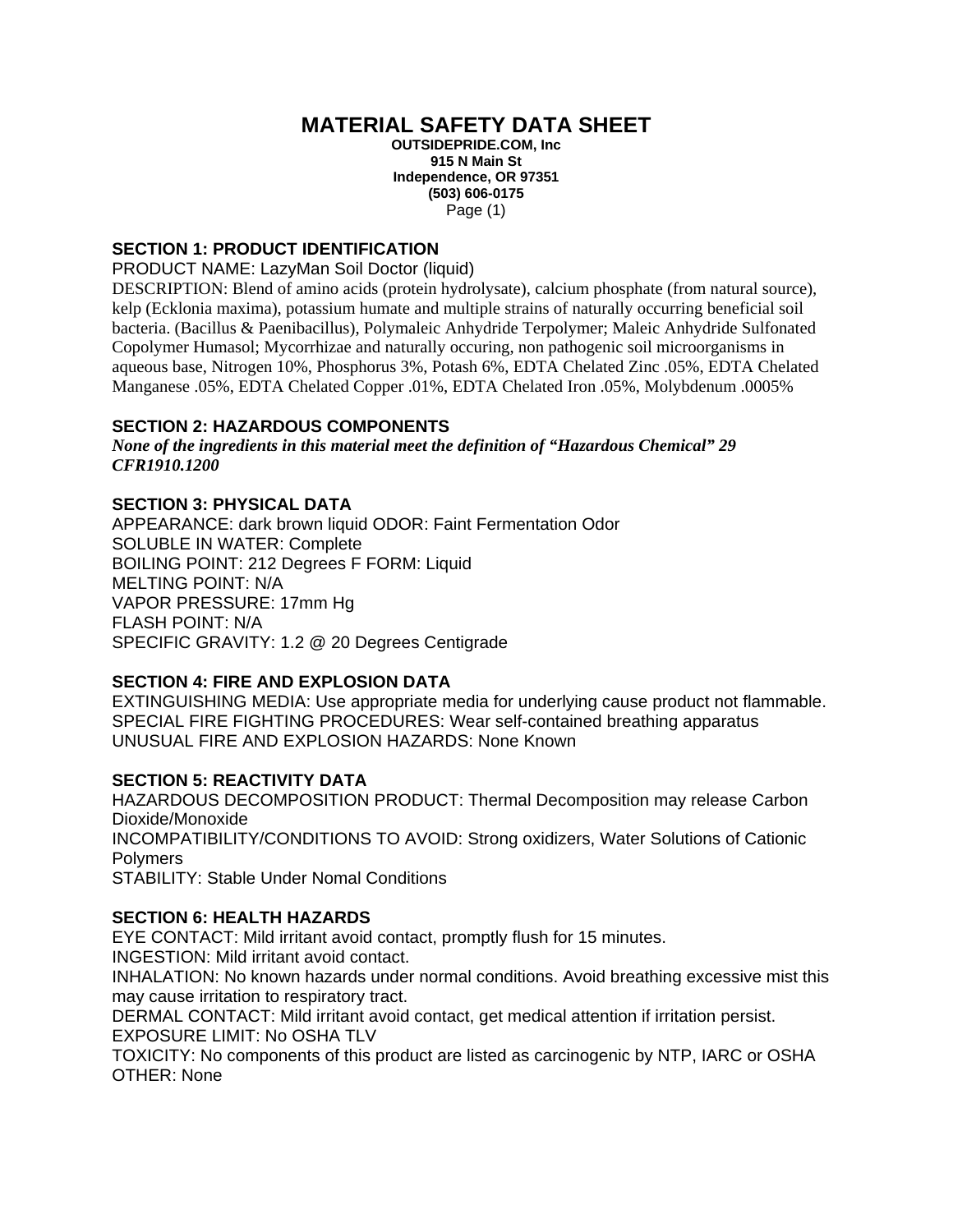# MATERIAL SAFETY DATA SHEET

**OUTSIDEPRIDE.COM, Inc**
**915 N Main St**
**Independence, OR 97351**
**(503) 606-0175**
Page (1)

## SECTION 1: PRODUCT IDENTIFICATION

PRODUCT NAME: LazyMan Soil Doctor (liquid)

DESCRIPTION: Blend of amino acids (protein hydrolysate), calcium phosphate (from natural source), kelp (Ecklonia maxima), potassium humate and multiple strains of naturally occurring beneficial soil bacteria. (Bacillus & Paenibacillus), Polymaleic Anhydride Terpolymer; Maleic Anhydride Sulfonated Copolymer Humasol; Mycorrhizae and naturally occuring, non pathogenic soil microorganisms in aqueous base, Nitrogen 10%, Phosphorus 3%, Potash 6%, EDTA Chelated Zinc .05%, EDTA Chelated Manganese .05%, EDTA Chelated Copper .01%, EDTA Chelated Iron .05%, Molybdenum .0005%

## SECTION 2: HAZARDOUS COMPONENTS

***None of the ingredients in this material meet the definition of "Hazardous Chemical" 29 CFR1910.1200***

## SECTION 3: PHYSICAL DATA

APPEARANCE: dark brown liquid ODOR: Faint Fermentation Odor
SOLUBLE IN WATER: Complete
BOILING POINT: 212 Degrees F FORM: Liquid
MELTING POINT: N/A
VAPOR PRESSURE: 17mm Hg
FLASH POINT: N/A
SPECIFIC GRAVITY: 1.2 @ 20 Degrees Centigrade

## SECTION 4: FIRE AND EXPLOSION DATA

EXTINGUISHING MEDIA: Use appropriate media for underlying cause product not flammable.
SPECIAL FIRE FIGHTING PROCEDURES: Wear self-contained breathing apparatus
UNUSUAL FIRE AND EXPLOSION HAZARDS: None Known

## SECTION 5: REACTIVITY DATA

HAZARDOUS DECOMPOSITION PRODUCT: Thermal Decomposition may release Carbon Dioxide/Monoxide
INCOMPATIBILITY/CONDITIONS TO AVOID: Strong oxidizers, Water Solutions of Cationic Polymers
STABILITY: Stable Under Nomal Conditions

## SECTION 6: HEALTH HAZARDS

EYE CONTACT: Mild irritant avoid contact, promptly flush for 15 minutes.
INGESTION: Mild irritant avoid contact.
INHALATION: No known hazards under normal conditions. Avoid breathing excessive mist this may cause irritation to respiratory tract.
DERMAL CONTACT: Mild irritant avoid contact, get medical attention if irritation persist.
EXPOSURE LIMIT: No OSHA TLV
TOXICITY: No components of this product are listed as carcinogenic by NTP, IARC or OSHA
OTHER: None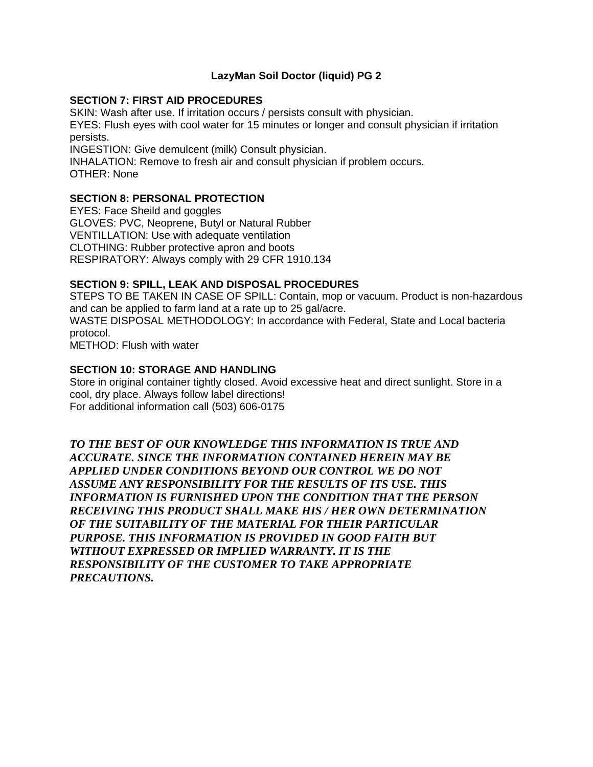**LazyMan Soil Doctor (liquid) PG 2**

**SECTION 7: FIRST AID PROCEDURES**
SKIN: Wash after use. If irritation occurs / persists consult with physician.
EYES: Flush eyes with cool water for 15 minutes or longer and consult physician if irritation persists.
INGESTION: Give demulcent (milk) Consult physician.
INHALATION: Remove to fresh air and consult physician if problem occurs.
OTHER: None

**SECTION 8: PERSONAL PROTECTION**
EYES: Face Sheild and goggles
GLOVES: PVC, Neoprene, Butyl or Natural Rubber
VENTILLATION: Use with adequate ventilation
CLOTHING: Rubber protective apron and boots
RESPIRATORY: Always comply with 29 CFR 1910.134

**SECTION 9: SPILL, LEAK AND DISPOSAL PROCEDURES**
STEPS TO BE TAKEN IN CASE OF SPILL: Contain, mop or vacuum. Product is non-hazardous and can be applied to farm land at a rate up to 25 gal/acre.
WASTE DISPOSAL METHODOLOGY: In accordance with Federal, State and Local bacteria protocol.
METHOD: Flush with water

**SECTION 10: STORAGE AND HANDLING**
Store in original container tightly closed. Avoid excessive heat and direct sunlight. Store in a cool, dry place. Always follow label directions!
For additional information call (503) 606-0175

***TO THE BEST OF OUR KNOWLEDGE THIS INFORMATION IS TRUE AND ACCURATE. SINCE THE INFORMATION CONTAINED HEREIN MAY BE APPLIED UNDER CONDITIONS BEYOND OUR CONTROL WE DO NOT ASSUME ANY RESPONSIBILITY FOR THE RESULTS OF ITS USE. THIS INFORMATION IS FURNISHED UPON THE CONDITION THAT THE PERSON RECEIVING THIS PRODUCT SHALL MAKE HIS / HER OWN DETERMINATION OF THE SUITABILITY OF THE MATERIAL FOR THEIR PARTICULAR PURPOSE. THIS INFORMATION IS PROVIDED IN GOOD FAITH BUT WITHOUT EXPRESSED OR IMPLIED WARRANTY. IT IS THE RESPONSIBILITY OF THE CUSTOMER TO TAKE APPROPRIATE PRECAUTIONS.***